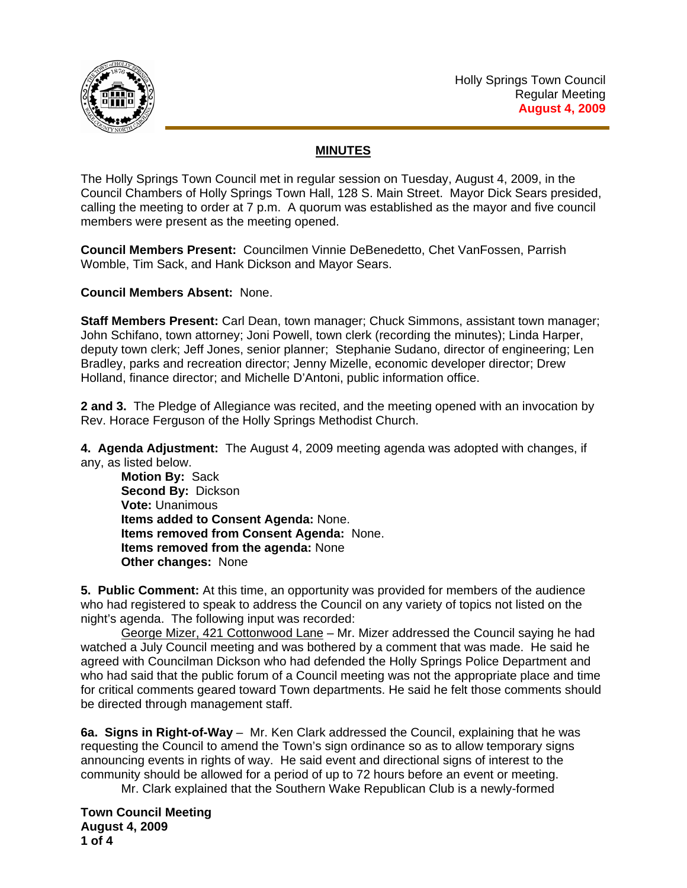Holly Springs Town Council
Regular Meeting
**August 4, 2009**

# MINUTES

The Holly Springs Town Council met in regular session on Tuesday, August 4, 2009, in the Council Chambers of Holly Springs Town Hall, 128 S. Main Street. Mayor Dick Sears presided, calling the meeting to order at 7 p.m. A quorum was established as the mayor and five council members were present as the meeting opened.

**Council Members Present:** Councilmen Vinnie DeBenedetto, Chet VanFossen, Parrish Womble, Tim Sack, and Hank Dickson and Mayor Sears.

**Council Members Absent:** None.

**Staff Members Present:** Carl Dean, town manager; Chuck Simmons, assistant town manager; John Schifano, town attorney; Joni Powell, town clerk (recording the minutes); Linda Harper, deputy town clerk; Jeff Jones, senior planner; Stephanie Sudano, director of engineering; Len Bradley, parks and recreation director; Jenny Mizelle, economic developer director; Drew Holland, finance director; and Michelle D'Antoni, public information office.

**2 and 3.** The Pledge of Allegiance was recited, and the meeting opened with an invocation by Rev. Horace Ferguson of the Holly Springs Methodist Church.

**4. Agenda Adjustment:** The August 4, 2009 meeting agenda was adopted with changes, if any, as listed below.

**Motion By:** Sack
**Second By:** Dickson
**Vote:** Unanimous
**Items added to Consent Agenda:** None.
**Items removed from Consent Agenda:** None.
**Items removed from the agenda:** None
**Other changes:** None

**5. Public Comment:** At this time, an opportunity was provided for members of the audience who had registered to speak to address the Council on any variety of topics not listed on the night's agenda. The following input was recorded:

George Mizer, 421 Cottonwood Lane – Mr. Mizer addressed the Council saying he had watched a July Council meeting and was bothered by a comment that was made. He said he agreed with Councilman Dickson who had defended the Holly Springs Police Department and who had said that the public forum of a Council meeting was not the appropriate place and time for critical comments geared toward Town departments. He said he felt those comments should be directed through management staff.

**6a. Signs in Right-of-Way** – Mr. Ken Clark addressed the Council, explaining that he was requesting the Council to amend the Town's sign ordinance so as to allow temporary signs announcing events in rights of way. He said event and directional signs of interest to the community should be allowed for a period of up to 72 hours before an event or meeting.

Mr. Clark explained that the Southern Wake Republican Club is a newly-formed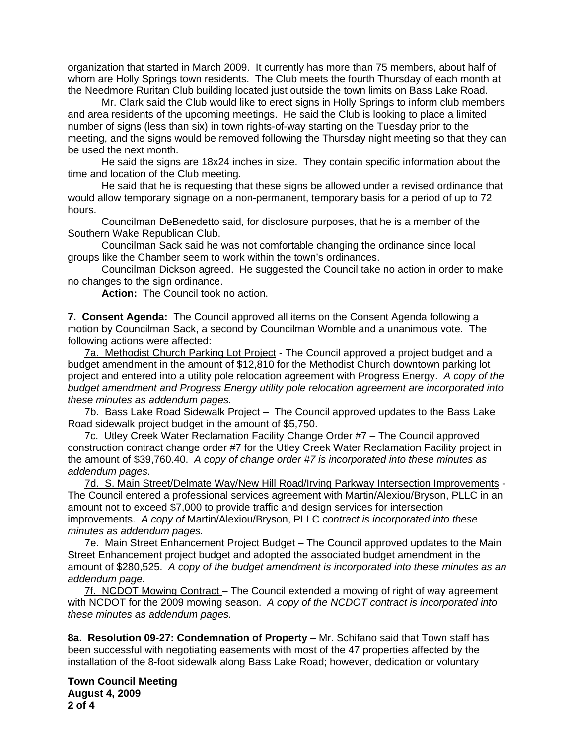organization that started in March 2009. It currently has more than 75 members, about half of whom are Holly Springs town residents. The Club meets the fourth Thursday of each month at the Needmore Ruritan Club building located just outside the town limits on Bass Lake Road.

Mr. Clark said the Club would like to erect signs in Holly Springs to inform club members and area residents of the upcoming meetings. He said the Club is looking to place a limited number of signs (less than six) in town rights-of-way starting on the Tuesday prior to the meeting, and the signs would be removed following the Thursday night meeting so that they can be used the next month.

He said the signs are 18x24 inches in size. They contain specific information about the time and location of the Club meeting.

He said that he is requesting that these signs be allowed under a revised ordinance that would allow temporary signage on a non-permanent, temporary basis for a period of up to 72 hours.

Councilman DeBenedetto said, for disclosure purposes, that he is a member of the Southern Wake Republican Club.

Councilman Sack said he was not comfortable changing the ordinance since local groups like the Chamber seem to work within the town's ordinances.

Councilman Dickson agreed. He suggested the Council take no action in order to make no changes to the sign ordinance.

**Action:** The Council took no action.

**7. Consent Agenda:** The Council approved all items on the Consent Agenda following a motion by Councilman Sack, a second by Councilman Womble and a unanimous vote. The following actions were affected:

7a. Methodist Church Parking Lot Project - The Council approved a project budget and a budget amendment in the amount of $12,810 for the Methodist Church downtown parking lot project and entered into a utility pole relocation agreement with Progress Energy. *A copy of the budget amendment and Progress Energy utility pole relocation agreement are incorporated into these minutes as addendum pages.*

7b. Bass Lake Road Sidewalk Project – The Council approved updates to the Bass Lake Road sidewalk project budget in the amount of $5,750.

7c. Utley Creek Water Reclamation Facility Change Order #7 – The Council approved construction contract change order #7 for the Utley Creek Water Reclamation Facility project in the amount of $39,760.40. *A copy of change order #7 is incorporated into these minutes as addendum pages.*

7d. S. Main Street/Delmate Way/New Hill Road/Irving Parkway Intersection Improvements - The Council entered a professional services agreement with Martin/Alexiou/Bryson, PLLC in an amount not to exceed $7,000 to provide traffic and design services for intersection improvements. *A copy of* Martin/Alexiou/Bryson, PLLC *contract is incorporated into these minutes as addendum pages.*

7e. Main Street Enhancement Project Budget – The Council approved updates to the Main Street Enhancement project budget and adopted the associated budget amendment in the amount of $280,525. *A copy of the budget amendment is incorporated into these minutes as an addendum page.*

7f. NCDOT Mowing Contract – The Council extended a mowing of right of way agreement with NCDOT for the 2009 mowing season. *A copy of the NCDOT contract is incorporated into these minutes as addendum pages.*

**8a. Resolution 09-27: Condemnation of Property** – Mr. Schifano said that Town staff has been successful with negotiating easements with most of the 47 properties affected by the installation of the 8-foot sidewalk along Bass Lake Road; however, dedication or voluntary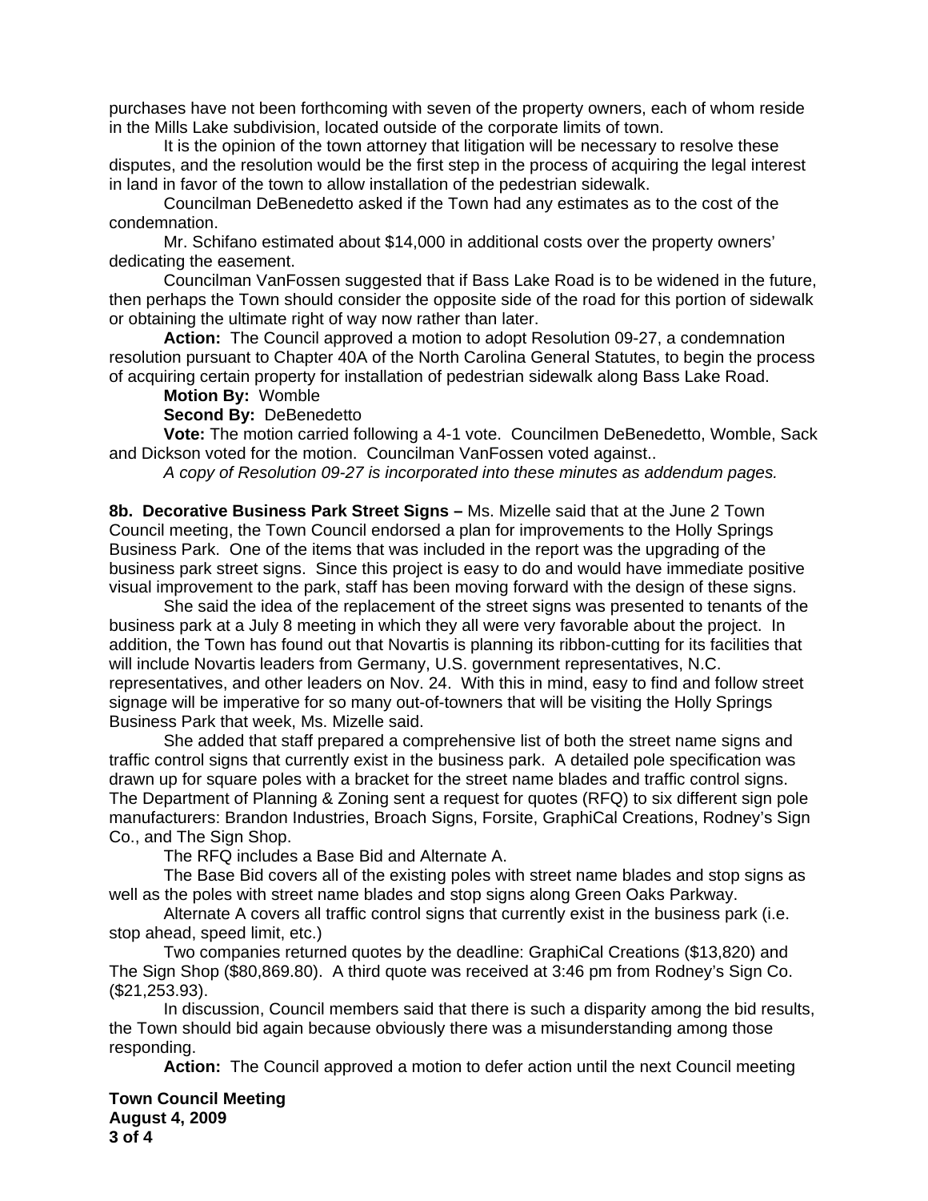purchases have not been forthcoming with seven of the property owners, each of whom reside in the Mills Lake subdivision, located outside of the corporate limits of town.

It is the opinion of the town attorney that litigation will be necessary to resolve these disputes, and the resolution would be the first step in the process of acquiring the legal interest in land in favor of the town to allow installation of the pedestrian sidewalk.

Councilman DeBenedetto asked if the Town had any estimates as to the cost of the condemnation.

Mr. Schifano estimated about $14,000 in additional costs over the property owners' dedicating the easement.

Councilman VanFossen suggested that if Bass Lake Road is to be widened in the future, then perhaps the Town should consider the opposite side of the road for this portion of sidewalk or obtaining the ultimate right of way now rather than later.

**Action:** The Council approved a motion to adopt Resolution 09-27, a condemnation resolution pursuant to Chapter 40A of the North Carolina General Statutes, to begin the process of acquiring certain property for installation of pedestrian sidewalk along Bass Lake Road.

**Motion By:** Womble

**Second By:** DeBenedetto

**Vote:** The motion carried following a 4-1 vote. Councilmen DeBenedetto, Womble, Sack and Dickson voted for the motion. Councilman VanFossen voted against..

*A copy of Resolution 09-27 is incorporated into these minutes as addendum pages.*

**8b. Decorative Business Park Street Signs –** Ms. Mizelle said that at the June 2 Town Council meeting, the Town Council endorsed a plan for improvements to the Holly Springs Business Park. One of the items that was included in the report was the upgrading of the business park street signs. Since this project is easy to do and would have immediate positive visual improvement to the park, staff has been moving forward with the design of these signs.

She said the idea of the replacement of the street signs was presented to tenants of the business park at a July 8 meeting in which they all were very favorable about the project. In addition, the Town has found out that Novartis is planning its ribbon-cutting for its facilities that will include Novartis leaders from Germany, U.S. government representatives, N.C. representatives, and other leaders on Nov. 24. With this in mind, easy to find and follow street signage will be imperative for so many out-of-towners that will be visiting the Holly Springs Business Park that week, Ms. Mizelle said.

She added that staff prepared a comprehensive list of both the street name signs and traffic control signs that currently exist in the business park. A detailed pole specification was drawn up for square poles with a bracket for the street name blades and traffic control signs. The Department of Planning & Zoning sent a request for quotes (RFQ) to six different sign pole manufacturers: Brandon Industries, Broach Signs, Forsite, GraphiCal Creations, Rodney's Sign Co., and The Sign Shop.

The RFQ includes a Base Bid and Alternate A.

The Base Bid covers all of the existing poles with street name blades and stop signs as well as the poles with street name blades and stop signs along Green Oaks Parkway.

Alternate A covers all traffic control signs that currently exist in the business park (i.e. stop ahead, speed limit, etc.)

Two companies returned quotes by the deadline: GraphiCal Creations ($13,820) and The Sign Shop ($80,869.80). A third quote was received at 3:46 pm from Rodney's Sign Co. ($21,253.93).

In discussion, Council members said that there is such a disparity among the bid results, the Town should bid again because obviously there was a misunderstanding among those responding.

**Action:** The Council approved a motion to defer action until the next Council meeting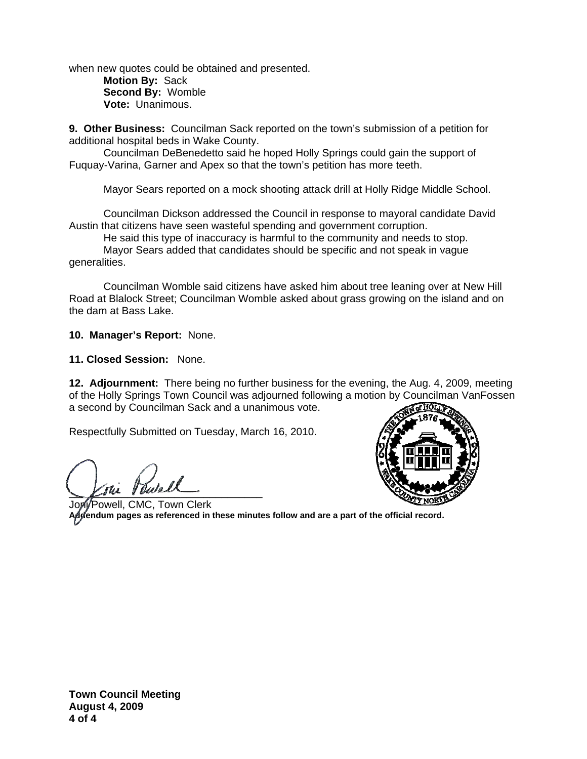when new quotes could be obtained and presented.

**Motion By:** Sack
**Second By:** Womble
**Vote:** Unanimous.

**9. Other Business:** Councilman Sack reported on the town's submission of a petition for additional hospital beds in Wake County.

Councilman DeBenedetto said he hoped Holly Springs could gain the support of Fuquay-Varina, Garner and Apex so that the town's petition has more teeth.

Mayor Sears reported on a mock shooting attack drill at Holly Ridge Middle School.

Councilman Dickson addressed the Council in response to mayoral candidate David Austin that citizens have seen wasteful spending and government corruption.

He said this type of inaccuracy is harmful to the community and needs to stop.

Mayor Sears added that candidates should be specific and not speak in vague generalities.

Councilman Womble said citizens have asked him about tree leaning over at New Hill Road at Blalock Street; Councilman Womble asked about grass growing on the island and on the dam at Bass Lake.

**10. Manager's Report:** None.

**11. Closed Session:** None.

**12. Adjournment:** There being no further business for the evening, the Aug. 4, 2009, meeting of the Holly Springs Town Council was adjourned following a motion by Councilman VanFossen a second by Councilman Sack and a unanimous vote.

Respectfully Submitted on Tuesday, March 16, 2010.

Joni Powell, CMC, Town Clerk

**Addendum pages as referenced in these minutes follow and are a part of the official record.**